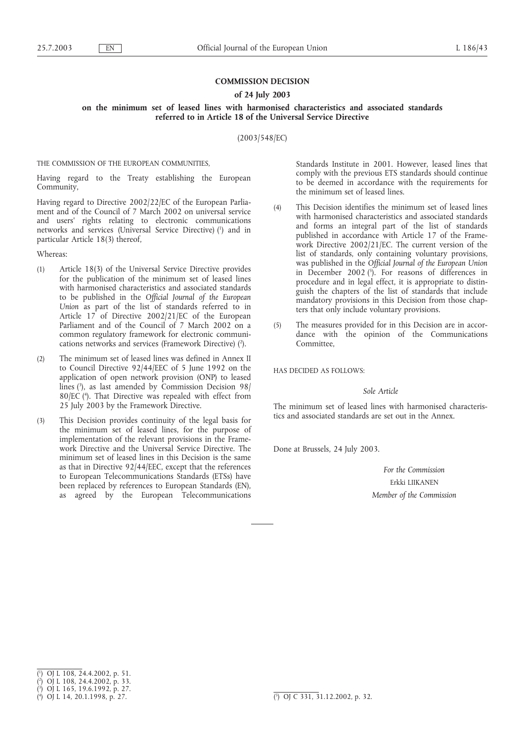# COMMISSION DECISION

## of 24 July 2003

## on the minimum set of leased lines with harmonised characteristics and associated standards referred to in Article 18 of the Universal Service Directive

(2003/548/EC)

THE COMMISSION OF THE EUROPEAN COMMUNITIES,

Having regard to the Treaty establishing the European Community,

Having regard to Directive 2002/22/EC of the European Parliament and of the Council of 7 March 2002 on universal service and users' rights relating to electronic communications networks and services (Universal Service Directive) [1] and in particular Article 18(3) thereof,

Whereas:

(1) Article 18(3) of the Universal Service Directive provides for the publication of the minimum set of leased lines with harmonised characteristics and associated standards to be published in the *Official Journal of the European Union* as part of the list of standards referred to in Article 17 of Directive 2002/21/EC of the European Parliament and of the Council of 7 March 2002 on a common regulatory framework for electronic communications networks and services (Framework Directive) [2].

(2) The minimum set of leased lines was defined in Annex II to Council Directive 92/44/EEC of 5 June 1992 on the application of open network provision (ONP) to leased lines [3], as last amended by Commission Decision 98/80/EC [4]. That Directive was repealed with effect from 25 July 2003 by the Framework Directive.

(3) This Decision provides continuity of the legal basis for the minimum set of leased lines, for the purpose of implementation of the relevant provisions in the Framework Directive and the Universal Service Directive. The minimum set of leased lines in this Decision is the same as that in Directive 92/44/EEC, except that the references to European Telecommunications Standards (ETSs) have been replaced by references to European Standards (EN), as agreed by the European Telecommunications Standards Institute in 2001. However, leased lines that comply with the previous ETS standards should continue to be deemed in accordance with the requirements for the minimum set of leased lines.

(4) This Decision identifies the minimum set of leased lines with harmonised characteristics and associated standards and forms an integral part of the list of standards published in accordance with Article 17 of the Framework Directive 2002/21/EC. The current version of the list of standards, only containing voluntary provisions, was published in the *Official Journal of the European Union* in December 2002 [5]. For reasons of differences in procedure and in legal effect, it is appropriate to distinguish the chapters of the list of standards that include mandatory provisions in this Decision from those chapters that only include voluntary provisions.

(5) The measures provided for in this Decision are in accordance with the opinion of the Communications Committee,

HAS DECIDED AS FOLLOWS:

*Sole Article*

The minimum set of leased lines with harmonised characteristics and associated standards are set out in the Annex.

Done at Brussels, 24 July 2003.

*For the Commission*

Erkki LIIKANEN

*Member of the Commission*

---

[1] OJ L 108, 24.4.2002, p. 51.

[2] OJ L 108, 24.4.2002, p. 33.

[3] OJ L 165, 19.6.1992, p. 27.

[4] OJ L 14, 20.1.1998, p. 27.

[5] OJ C 331, 31.12.2002, p. 32.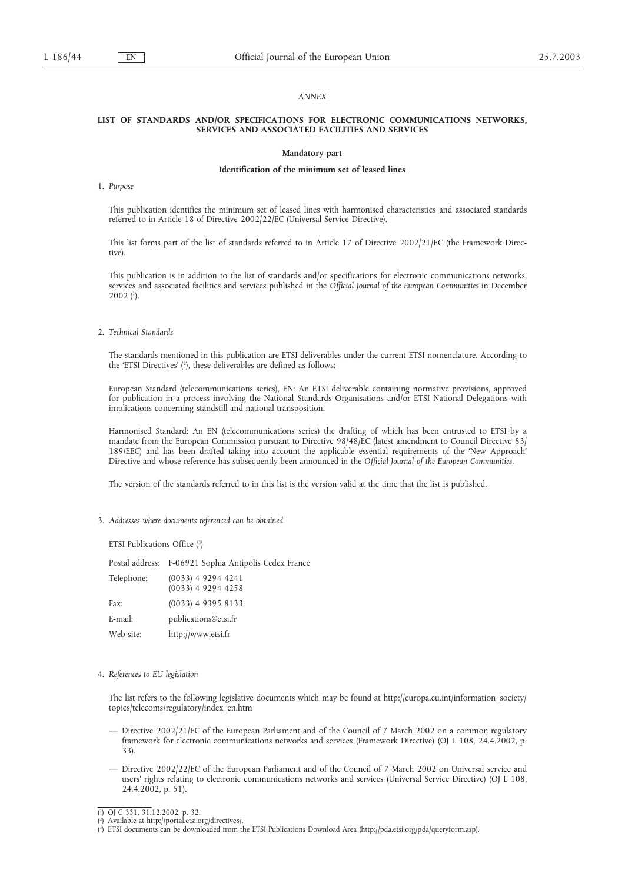*ANNEX*

## LIST OF STANDARDS AND/OR SPECIFICATIONS FOR ELECTRONIC COMMUNICATIONS NETWORKS, SERVICES AND ASSOCIATED FACILITIES AND SERVICES

### Mandatory part

### Identification of the minimum set of leased lines

1. *Purpose*

This publication identifies the minimum set of leased lines with harmonised characteristics and associated standards referred to in Article 18 of Directive 2002/22/EC (Universal Service Directive).

This list forms part of the list of standards referred to in Article 17 of Directive 2002/21/EC (the Framework Directive).

This publication is in addition to the list of standards and/or specifications for electronic communications networks, services and associated facilities and services published in the *Official Journal of the European Communities* in December 2002 [1].

2. *Technical Standards*

The standards mentioned in this publication are ETSI deliverables under the current ETSI nomenclature. According to the 'ETSI Directives' [2], these deliverables are defined as follows:

European Standard (telecommunications series), EN: An ETSI deliverable containing normative provisions, approved for publication in a process involving the National Standards Organisations and/or ETSI National Delegations with implications concerning standstill and national transposition.

Harmonised Standard: An EN (telecommunications series) the drafting of which has been entrusted to ETSI by a mandate from the European Commission pursuant to Directive 98/48/EC (latest amendment to Council Directive 83/189/EEC) and has been drafted taking into account the applicable essential requirements of the 'New Approach' Directive and whose reference has subsequently been announced in the *Official Journal of the European Communities*.

The version of the standards referred to in this list is the version valid at the time that the list is published.

3. *Addresses where documents referenced can be obtained*

ETSI Publications Office [3]

| | |
|---|---|
| Postal address: | F-06921 Sophia Antipolis Cedex France |
| Telephone: | (0033) 4 9294 4241<br>(0033) 4 9294 4258 |
| Fax: | (0033) 4 9395 8133 |
| E-mail: | publications@etsi.fr |
| Web site: | http://www.etsi.fr |

4. *References to EU legislation*

The list refers to the following legislative documents which may be found at http://europa.eu.int/information_society/topics/telecoms/regulatory/index_en.htm

— Directive 2002/21/EC of the European Parliament and of the Council of 7 March 2002 on a common regulatory framework for electronic communications networks and services (Framework Directive) (OJ L 108, 24.4.2002, p. 33).

— Directive 2002/22/EC of the European Parliament and of the Council of 7 March 2002 on Universal service and users' rights relating to electronic communications networks and services (Universal Service Directive) (OJ L 108, 24.4.2002, p. 51).

---

[1] OJ C 331, 31.12.2002, p. 32.

[2] Available at http://portal.etsi.org/directives/.

[3] ETSI documents can be downloaded from the ETSI Publications Download Area (http://pda.etsi.org/pda/queryform.asp).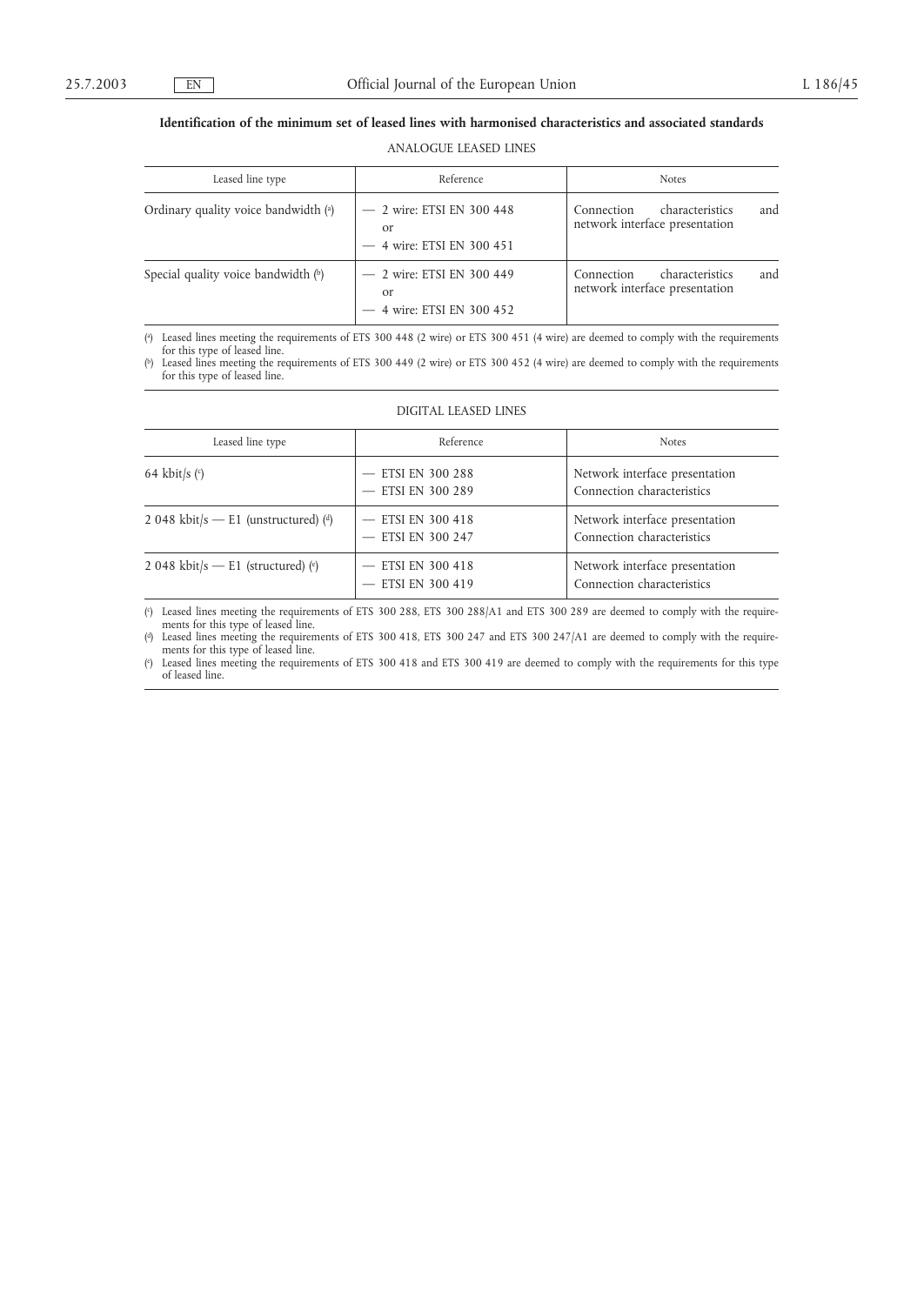**Identification of the minimum set of leased lines with harmonised characteristics and associated standards**

ANALOGUE LEASED LINES

| Leased line type | Reference | Notes |
|---|---|---|
| Ordinary quality voice bandwidth ([a]) | — 2 wire: ETSI EN 300 448 or — 4 wire: ETSI EN 300 451 | Connection characteristics and network interface presentation |
| Special quality voice bandwidth ([b]) | — 2 wire: ETSI EN 300 449 or — 4 wire: ETSI EN 300 452 | Connection characteristics and network interface presentation |

([a]) Leased lines meeting the requirements of ETS 300 448 (2 wire) or ETS 300 451 (4 wire) are deemed to comply with the requirements for this type of leased line.

([b]) Leased lines meeting the requirements of ETS 300 449 (2 wire) or ETS 300 452 (4 wire) are deemed to comply with the requirements for this type of leased line.

DIGITAL LEASED LINES

| Leased line type | Reference | Notes |
|---|---|---|
| 64 kbit/s ([c]) | — ETSI EN 300 288 — ETSI EN 300 289 | Network interface presentation Connection characteristics |
| 2 048 kbit/s — E1 (unstructured) ([d]) | — ETSI EN 300 418 — ETSI EN 300 247 | Network interface presentation Connection characteristics |
| 2 048 kbit/s — E1 (structured) ([e]) | — ETSI EN 300 418 — ETSI EN 300 419 | Network interface presentation Connection characteristics |

([c]) Leased lines meeting the requirements of ETS 300 288, ETS 300 288/A1 and ETS 300 289 are deemed to comply with the requirements for this type of leased line.

([d]) Leased lines meeting the requirements of ETS 300 418, ETS 300 247 and ETS 300 247/A1 are deemed to comply with the requirements for this type of leased line.

([e]) Leased lines meeting the requirements of ETS 300 418 and ETS 300 419 are deemed to comply with the requirements for this type of leased line.